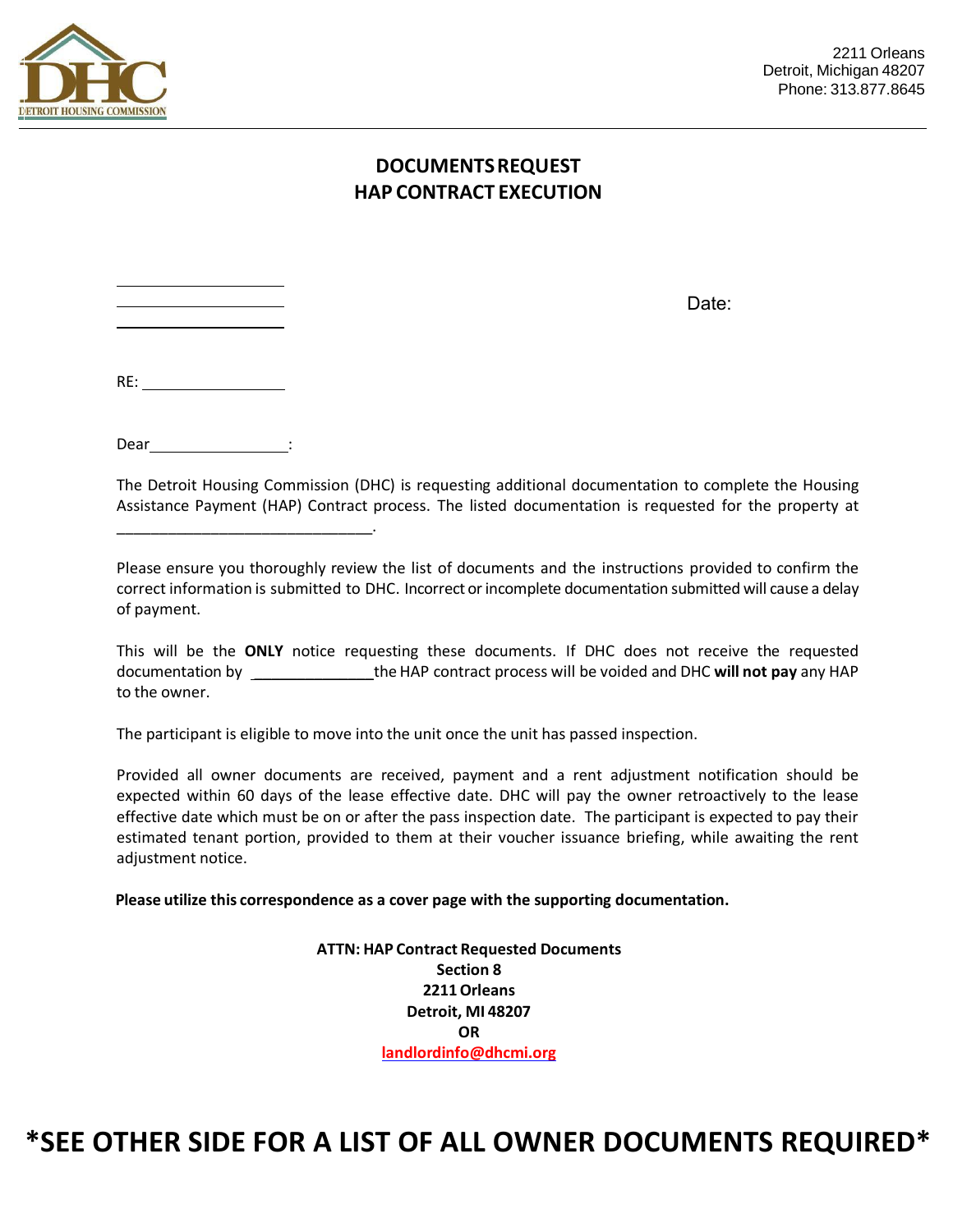DETROIT HOUSING COMMISSION

2211 Orleans
Detroit, Michigan 48207
Phone: 313.877.8645

## DOCUMENTS REQUEST
## HAP CONTRACT EXECUTION

\_\_\_\_\_\_\_\_\_\_\_\_\_\_\_\_\_\_\_\_
\_\_\_\_\_\_\_\_\_\_\_\_\_\_\_\_\_\_\_\_
\_\_\_\_\_\_\_\_\_\_\_\_\_\_\_\_\_\_\_\_

Date:

RE: \_\_\_\_\_\_\_\_\_\_\_\_\_\_\_\_\_

Dear \_\_\_\_\_\_\_\_\_\_\_\_\_\_\_\_\_:

The Detroit Housing Commission (DHC) is requesting additional documentation to complete the Housing Assistance Payment (HAP) Contract process. The listed documentation is requested for the property at \_\_\_\_\_\_\_\_\_\_\_\_\_\_\_\_\_\_\_\_\_\_\_\_\_\_\_\_\_\_.

Please ensure you thoroughly review the list of documents and the instructions provided to confirm the correct information is submitted to DHC. Incorrect or incomplete documentation submitted will cause a delay of payment.

This will be the **ONLY** notice requesting these documents. If DHC does not receive the requested documentation by \_\_\_\_\_\_\_\_\_\_\_\_\_\_ the HAP contract process will be voided and DHC **will not pay** any HAP to the owner.

The participant is eligible to move into the unit once the unit has passed inspection.

Provided all owner documents are received, payment and a rent adjustment notification should be expected within 60 days of the lease effective date. DHC will pay the owner retroactively to the lease effective date which must be on or after the pass inspection date. The participant is expected to pay their estimated tenant portion, provided to them at their voucher issuance briefing, while awaiting the rent adjustment notice.

**Please utilize this correspondence as a cover page with the supporting documentation.**

**ATTN: HAP Contract Requested Documents**
**Section 8**
**2211 Orleans**
**Detroit, MI 48207**
**OR**
**landlordinfo@dhcmi.org**

# *SEE OTHER SIDE FOR A LIST OF ALL OWNER DOCUMENTS REQUIRED*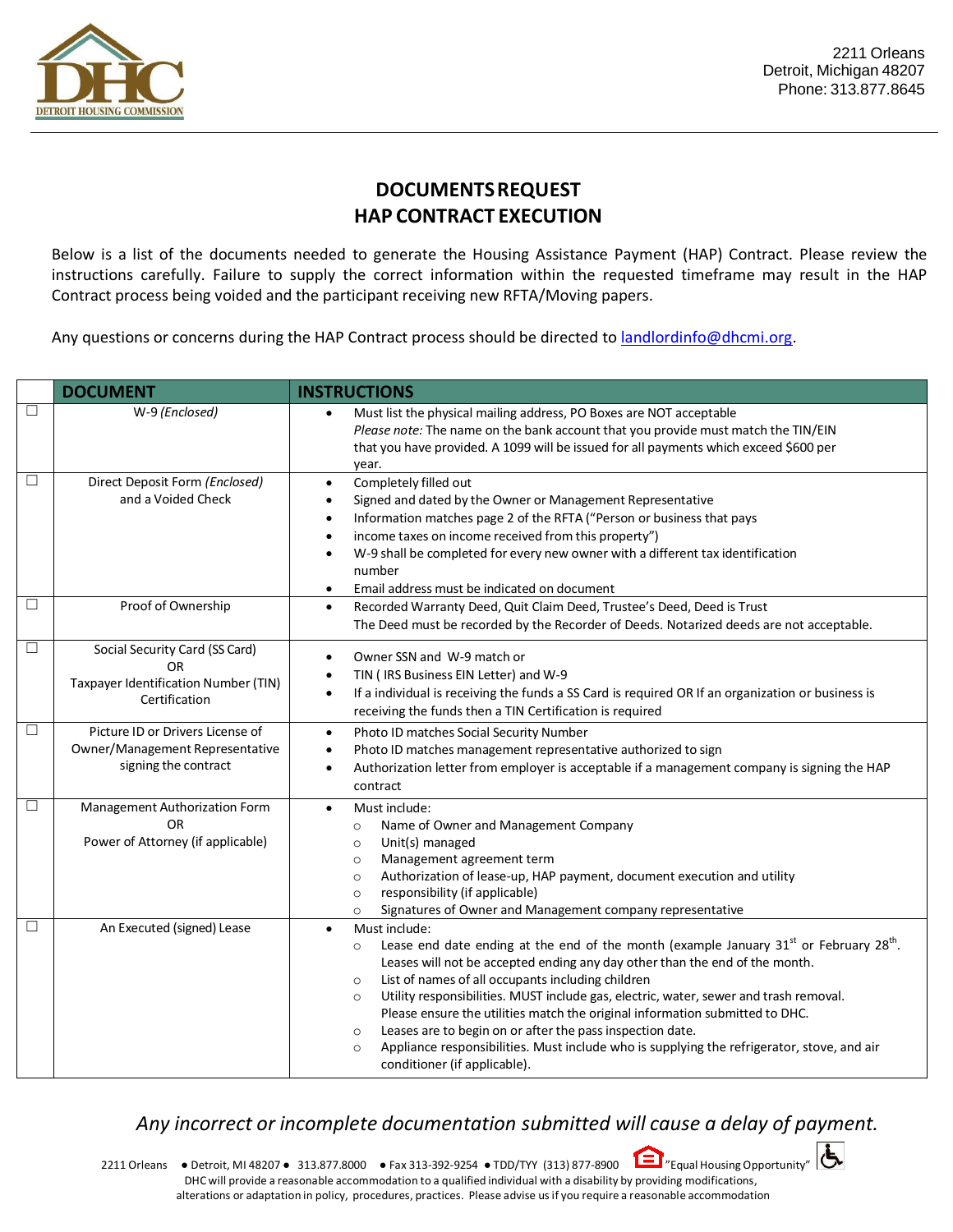2211 Orleans
Detroit, Michigan 48207
Phone: 313.877.8645

## DOCUMENTS REQUEST
## HAP CONTRACT EXECUTION

Below is a list of the documents needed to generate the Housing Assistance Payment (HAP) Contract. Please review the instructions carefully. Failure to supply the correct information within the requested timeframe may result in the HAP Contract process being voided and the participant receiving new RFTA/Moving papers.

Any questions or concerns during the HAP Contract process should be directed to landlordinfo@dhcmi.org.

| | DOCUMENT | INSTRUCTIONS |
|---|---|---|
| ☐ | W-9 *(Enclosed)* | • Must list the physical mailing address, PO Boxes are NOT acceptable<br>*Please note:* The name on the bank account that you provide must match the TIN/EIN that you have provided. A 1099 will be issued for all payments which exceed $600 per year. |
| ☐ | Direct Deposit Form *(Enclosed)* and a Voided Check | • Completely filled out<br>• Signed and dated by the Owner or Management Representative<br>• Information matches page 2 of the RFTA ("Person or business that pays<br>• income taxes on income received from this property")<br>• W-9 shall be completed for every new owner with a different tax identification number<br>• Email address must be indicated on document |
| ☐ | Proof of Ownership | • Recorded Warranty Deed, Quit Claim Deed, Trustee's Deed, Deed is Trust<br>The Deed must be recorded by the Recorder of Deeds. Notarized deeds are not acceptable. |
| ☐ | Social Security Card (SS Card)<br>OR<br>Taxpayer Identification Number (TIN) Certification | • Owner SSN and W-9 match or<br>• TIN ( IRS Business EIN Letter) and W-9<br>• If a individual is receiving the funds a SS Card is required OR If an organization or business is receiving the funds then a TIN Certification is required |
| ☐ | Picture ID or Drivers License of Owner/Management Representative signing the contract | • Photo ID matches Social Security Number<br>• Photo ID matches management representative authorized to sign<br>• Authorization letter from employer is acceptable if a management company is signing the HAP contract |
| ☐ | Management Authorization Form<br>OR<br>Power of Attorney (if applicable) | • Must include:<br>○ Name of Owner and Management Company<br>○ Unit(s) managed<br>○ Management agreement term<br>○ Authorization of lease-up, HAP payment, document execution and utility<br>○ responsibility (if applicable)<br>○ Signatures of Owner and Management company representative |
| ☐ | An Executed (signed) Lease | • Must include:<br>○ Lease end date ending at the end of the month (example January 31st or February 28th. Leases will not be accepted ending any day other than the end of the month.<br>○ List of names of all occupants including children<br>○ Utility responsibilities. MUST include gas, electric, water, sewer and trash removal. Please ensure the utilities match the original information submitted to DHC.<br>○ Leases are to begin on or after the pass inspection date.<br>○ Appliance responsibilities. Must include who is supplying the refrigerator, stove, and air conditioner (if applicable). |

*Any incorrect or incomplete documentation submitted will cause a delay of payment.*

2211 Orleans ● Detroit, MI 48207 ● 313.877.8000 ● Fax 313-392-9254 ● TDD/TYY (313) 877-8900 "Equal Housing Opportunity"
DHC will provide a reasonable accommodation to a qualified individual with a disability by providing modifications, alterations or adaptation in policy, procedures, practices. Please advise us if you require a reasonable accommodation